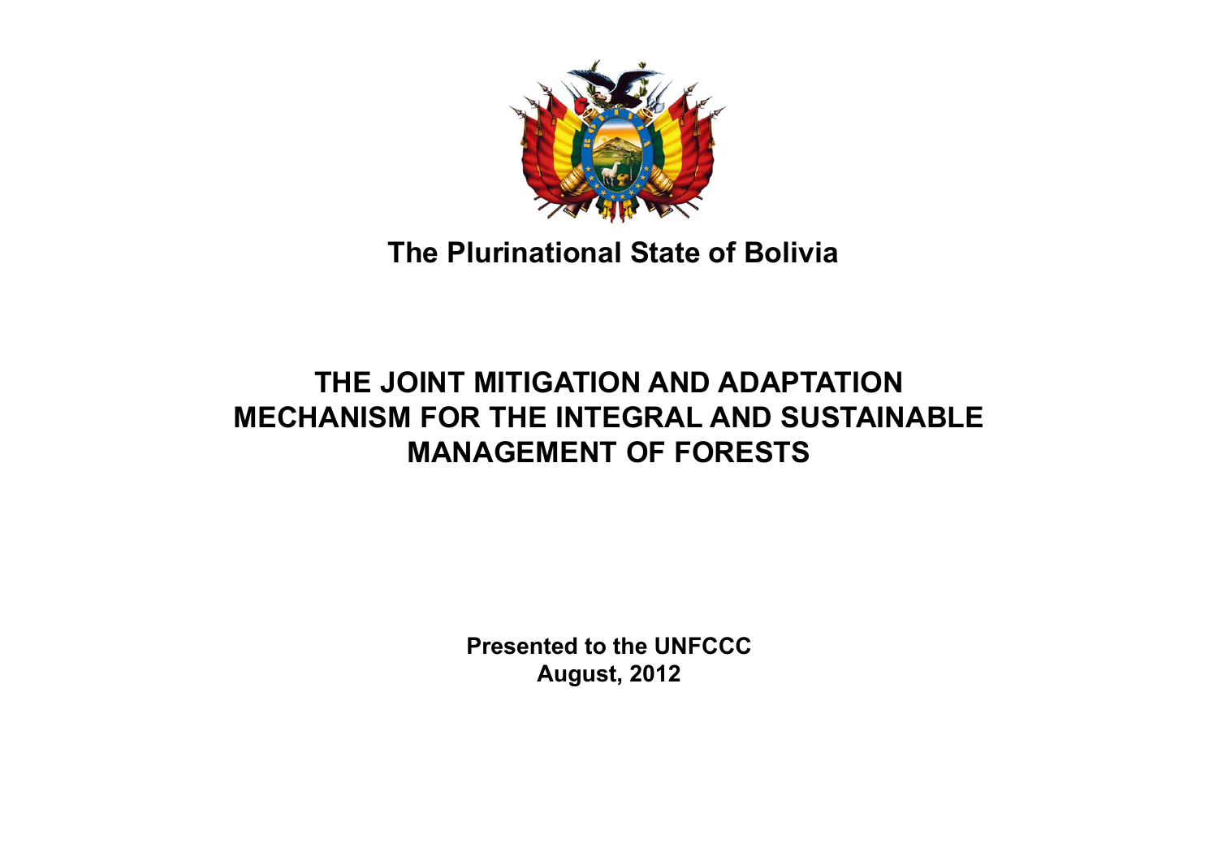**The Plurinational State of Bolivia**

# THE JOINT MITIGATION AND ADAPTATION MECHANISM FOR THE INTEGRAL AND SUSTAINABLE MANAGEMENT OF FORESTS

**Presented to the UNFCCC**
**August, 2012**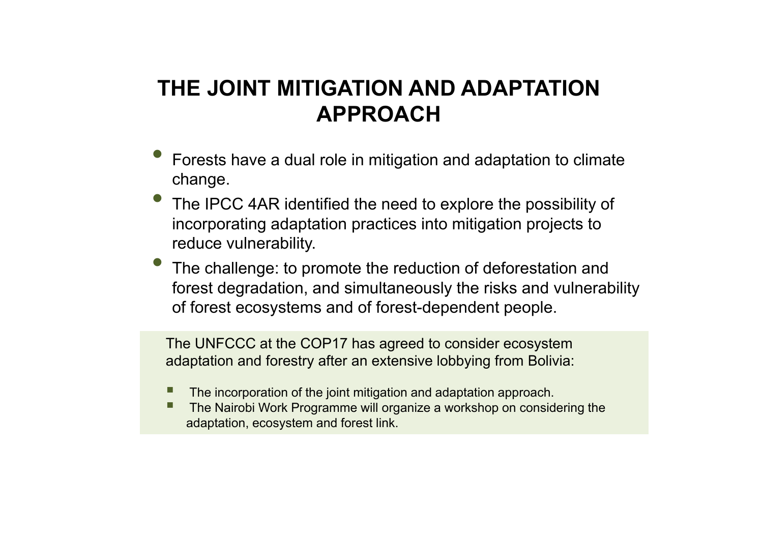# THE JOINT MITIGATION AND ADAPTATION APPROACH

- Forests have a dual role in mitigation and adaptation to climate change.
- The IPCC 4AR identified the need to explore the possibility of incorporating adaptation practices into mitigation projects to reduce vulnerability.
- The challenge: to promote the reduction of deforestation and forest degradation, and simultaneously the risks and vulnerability of forest ecosystems and of forest-dependent people.

The UNFCCC at the COP17 has agreed to consider ecosystem adaptation and forestry after an extensive lobbying from Bolivia:

- The incorporation of the joint mitigation and adaptation approach.
- The Nairobi Work Programme will organize a workshop on considering the adaptation, ecosystem and forest link.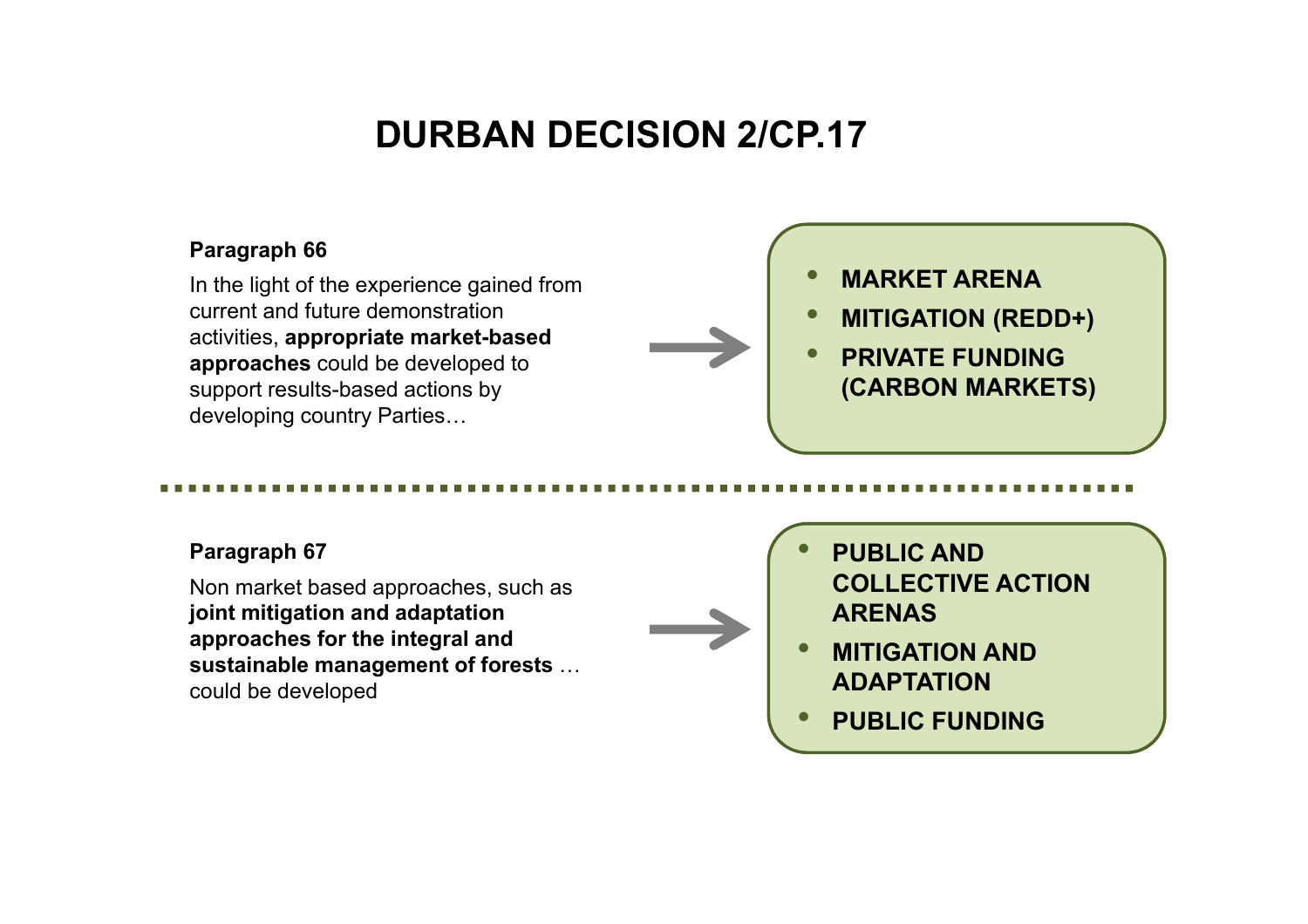# DURBAN DECISION 2/CP.17

**Paragraph 66**

In the light of the experience gained from current and future demonstration activities, **appropriate market-based approaches** could be developed to support results-based actions by developing country Parties…

→

- **MARKET ARENA**
- **MITIGATION (REDD+)**
- **PRIVATE FUNDING (CARBON MARKETS)**

---

**Paragraph 67**

Non market based approaches, such as **joint mitigation and adaptation approaches for the integral and sustainable management of forests** … could be developed

→

- **PUBLIC AND COLLECTIVE ACTION ARENAS**
- **MITIGATION AND ADAPTATION**
- **PUBLIC FUNDING**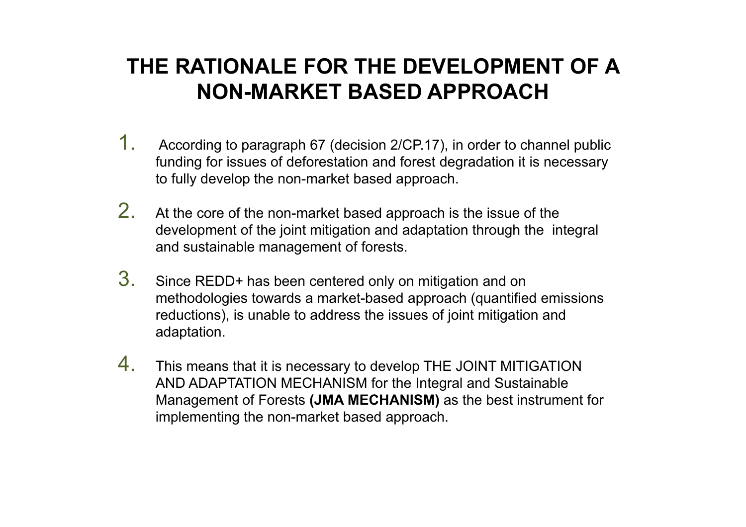# THE RATIONALE FOR THE DEVELOPMENT OF A NON-MARKET BASED APPROACH

1. According to paragraph 67 (decision 2/CP.17), in order to channel public funding for issues of deforestation and forest degradation it is necessary to fully develop the non-market based approach.

2. At the core of the non-market based approach is the issue of the development of the joint mitigation and adaptation through the integral and sustainable management of forests.

3. Since REDD+ has been centered only on mitigation and on methodologies towards a market-based approach (quantified emissions reductions), is unable to address the issues of joint mitigation and adaptation.

4. This means that it is necessary to develop THE JOINT MITIGATION AND ADAPTATION MECHANISM for the Integral and Sustainable Management of Forests **(JMA MECHANISM)** as the best instrument for implementing the non-market based approach.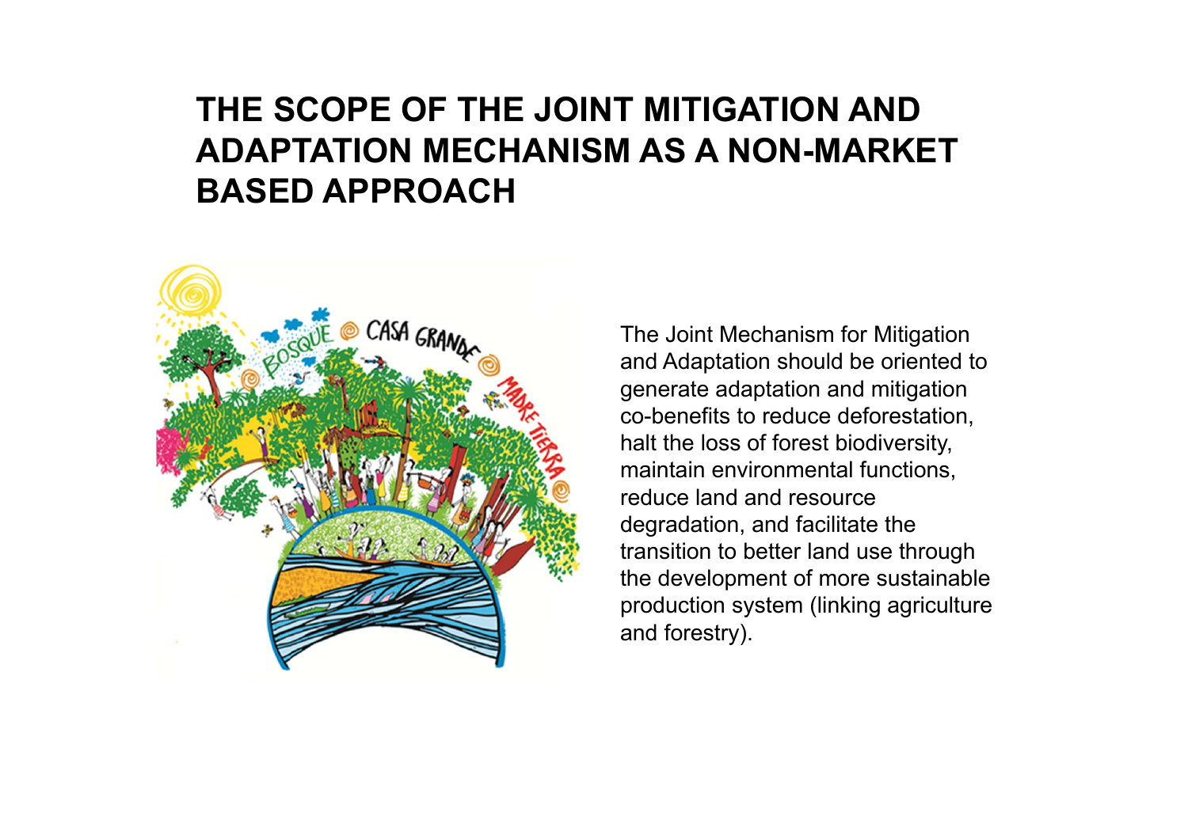# THE SCOPE OF THE JOINT MITIGATION AND ADAPTATION MECHANISM AS A NON-MARKET BASED APPROACH

The Joint Mechanism for Mitigation and Adaptation should be oriented to generate adaptation and mitigation co-benefits to reduce deforestation, halt the loss of forest biodiversity, maintain environmental functions, reduce land and resource degradation, and facilitate the transition to better land use through the development of more sustainable production system (linking agriculture and forestry).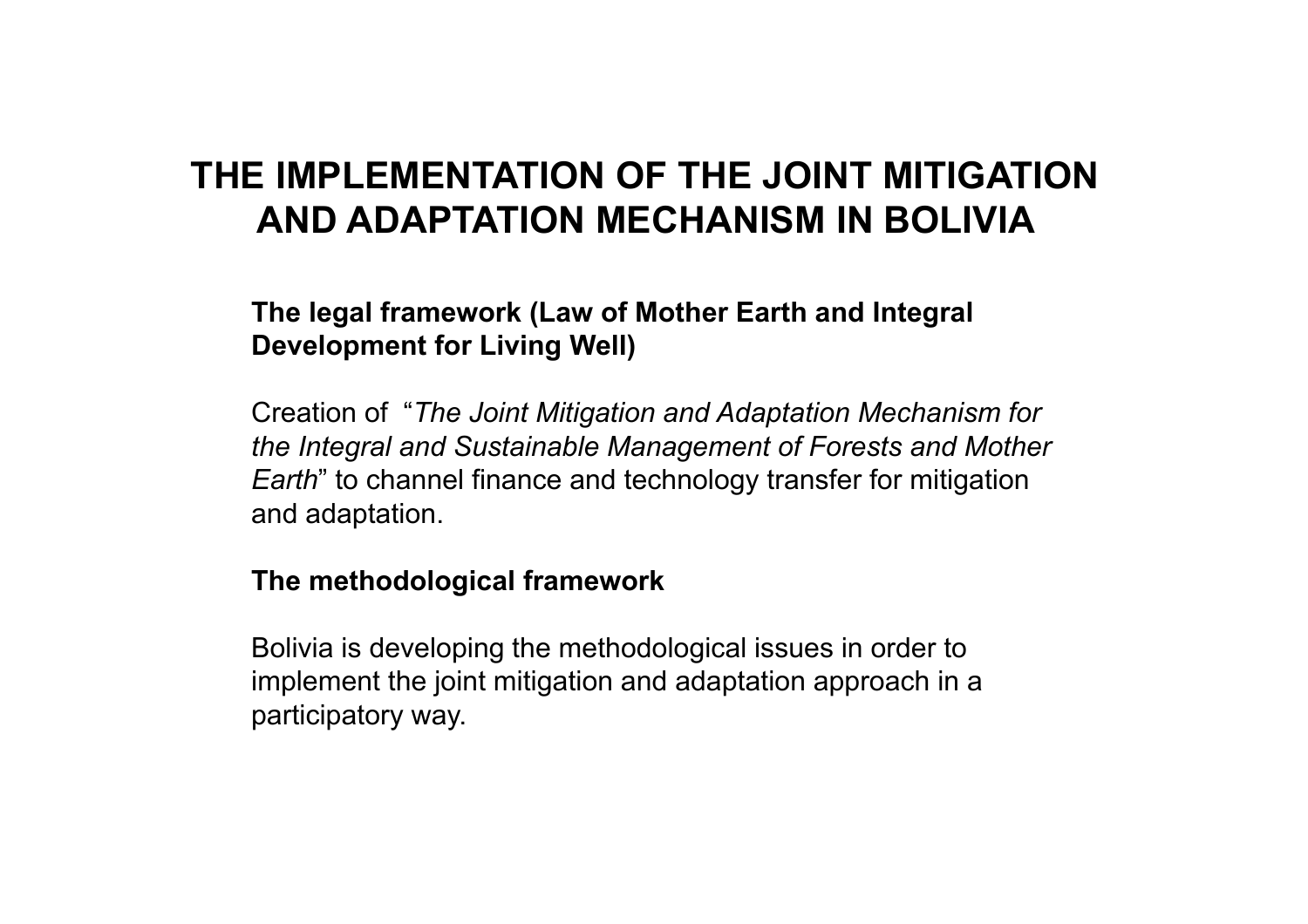# THE IMPLEMENTATION OF THE JOINT MITIGATION AND ADAPTATION MECHANISM IN BOLIVIA

**The legal framework (Law of Mother Earth and Integral Development for Living Well)**

Creation of "*The Joint Mitigation and Adaptation Mechanism for the Integral and Sustainable Management of Forests and Mother Earth*" to channel finance and technology transfer for mitigation and adaptation.

**The methodological framework**

Bolivia is developing the methodological issues in order to implement the joint mitigation and adaptation approach in a participatory way.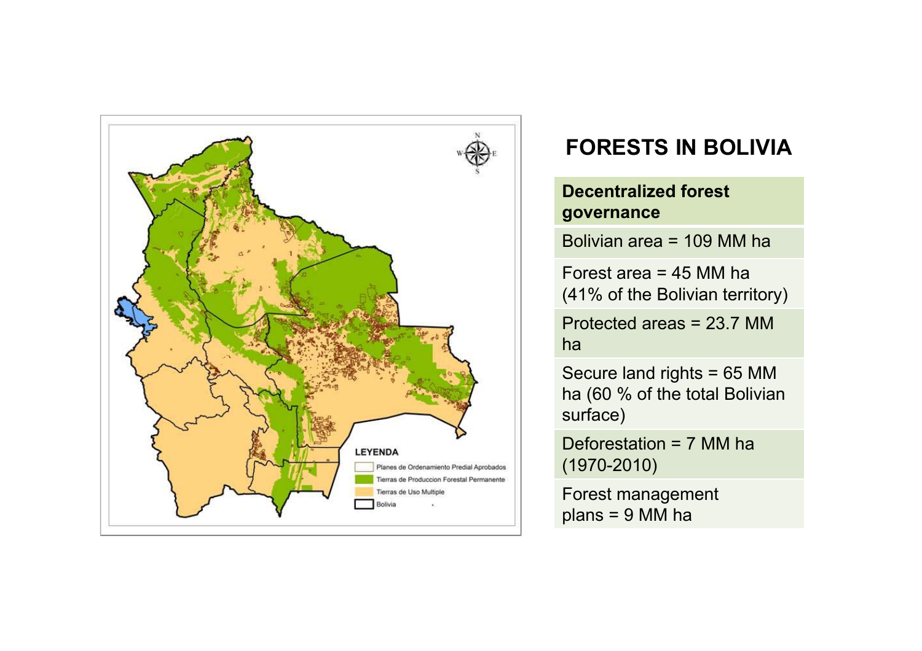# FORESTS IN BOLIVIA

| Decentralized forest governance |
| --- |
| Bolivian area = 109 MM ha |
| Forest area = 45 MM ha (41% of the Bolivian territory) |
| Protected areas = 23.7 MM ha |
| Secure land rights = 65 MM ha (60 % of the total Bolivian surface) |
| Deforestation = 7 MM ha (1970-2010) |
| Forest management plans = 9 MM ha |

LEYENDA

- Planes de Ordenamiento Predial Aprobados
- Tierras de Produccion Forestal Permanente
- Tierras de Uso Multiple
- Bolivia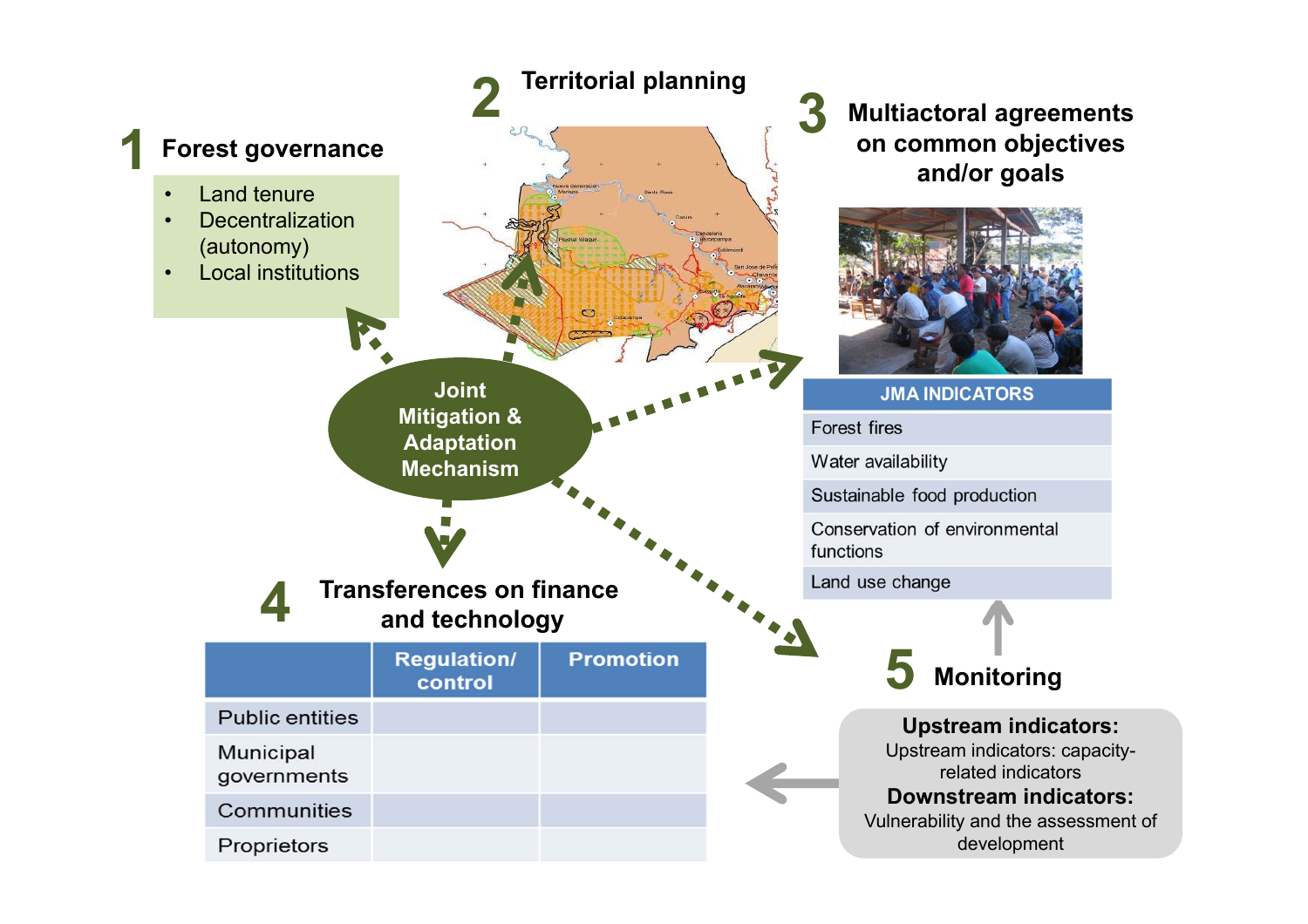Joint Mitigation & Adaptation Mechanism

## 1 Forest governance

- Land tenure
- Decentralization (autonomy)
- Local institutions

## 2 Territorial planning

## 3 Multiactoral agreements on common objectives and/or goals

| JMA INDICATORS |
| --- |
| Forest fires |
| Water availability |
| Sustainable food production |
| Conservation of environmental functions |
| Land use change |

## 4 Transferences on finance and technology

| | Regulation/ control | Promotion |
| --- | --- | --- |
| Public entities | | |
| Municipal governments | | |
| Communities | | |
| Proprietors | | |

## 5 Monitoring

**Upstream indicators:**
Upstream indicators: capacity-related indicators

**Downstream indicators:**
Vulnerability and the assessment of development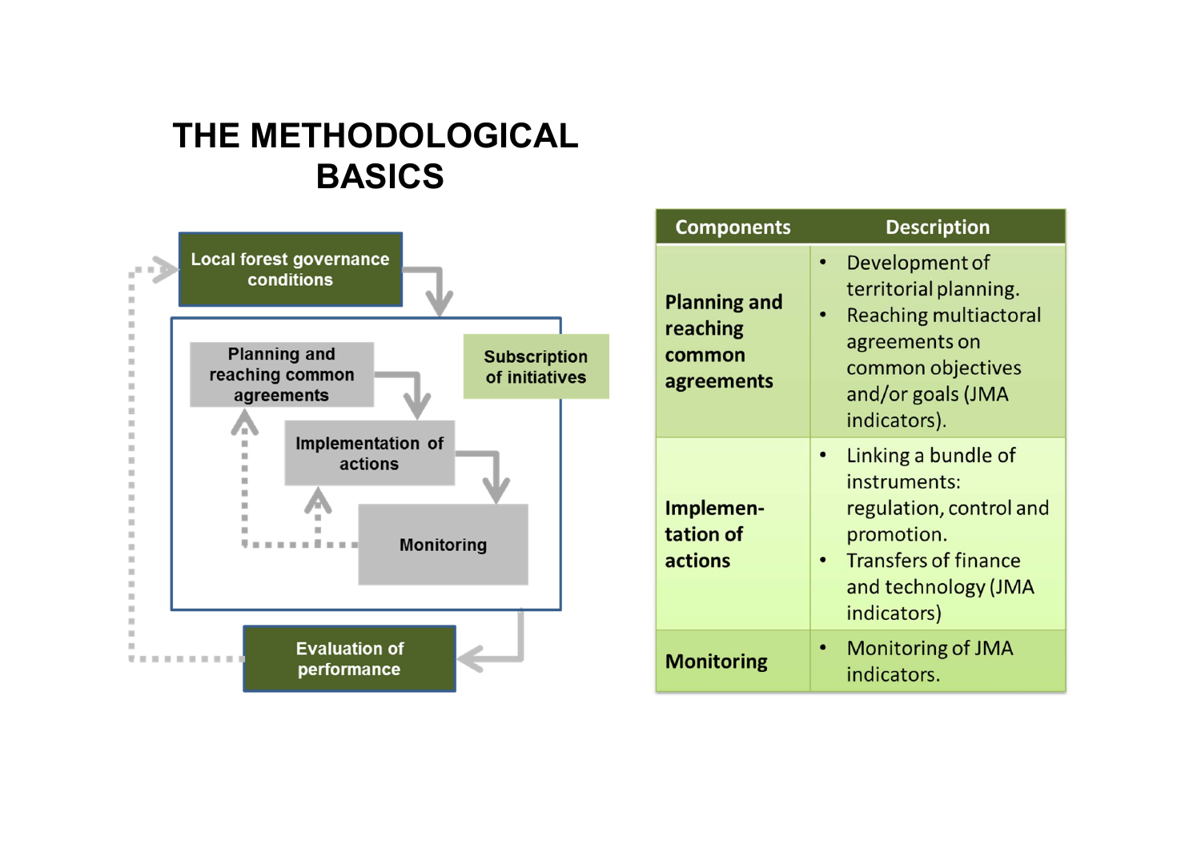# THE METHODOLOGICAL BASICS

Local forest governance conditions

Planning and reaching common agreements

Subscription of initiatives

Implementation of actions

Monitoring

Evaluation of performance

| Components | Description |
|---|---|
| **Planning and reaching common agreements** | • Development of territorial planning.<br>• Reaching multiactoral agreements on common objectives and/or goals (JMA indicators). |
| **Implemen-tation of actions** | • Linking a bundle of instruments: regulation, control and promotion.<br>• Transfers of finance and technology (JMA indicators) |
| **Monitoring** | • Monitoring of JMA indicators. |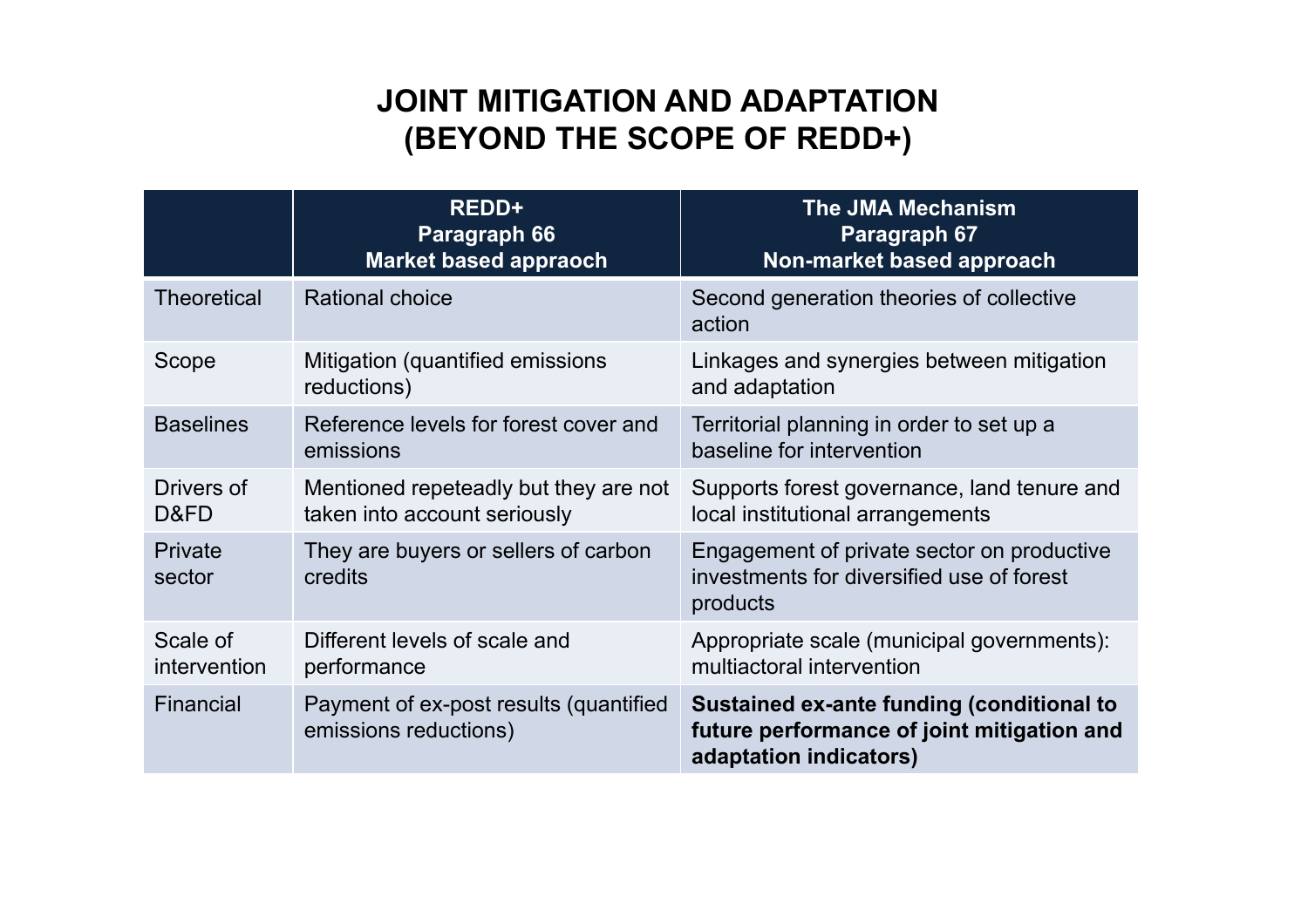# JOINT MITIGATION AND ADAPTATION (BEYOND THE SCOPE OF REDD+)

| | **REDD+ Paragraph 66 Market based appraoch** | **The JMA Mechanism Paragraph 67 Non-market based approach** |
|---|---|---|
| Theoretical | Rational choice | Second generation theories of collective action |
| Scope | Mitigation (quantified emissions reductions) | Linkages and synergies between mitigation and adaptation |
| Baselines | Reference levels for forest cover and emissions | Territorial planning in order to set up a baseline for intervention |
| Drivers of D&FD | Mentioned repeteadly but they are not taken into account seriously | Supports forest governance, land tenure and local institutional arrangements |
| Private sector | They are buyers or sellers of carbon credits | Engagement of private sector on productive investments for diversified use of forest products |
| Scale of intervention | Different levels of scale and performance | Appropriate scale (municipal governments): multiactoral intervention |
| Financial | Payment of ex-post results (quantified emissions reductions) | **Sustained ex-ante funding (conditional to future performance of joint mitigation and adaptation indicators)** |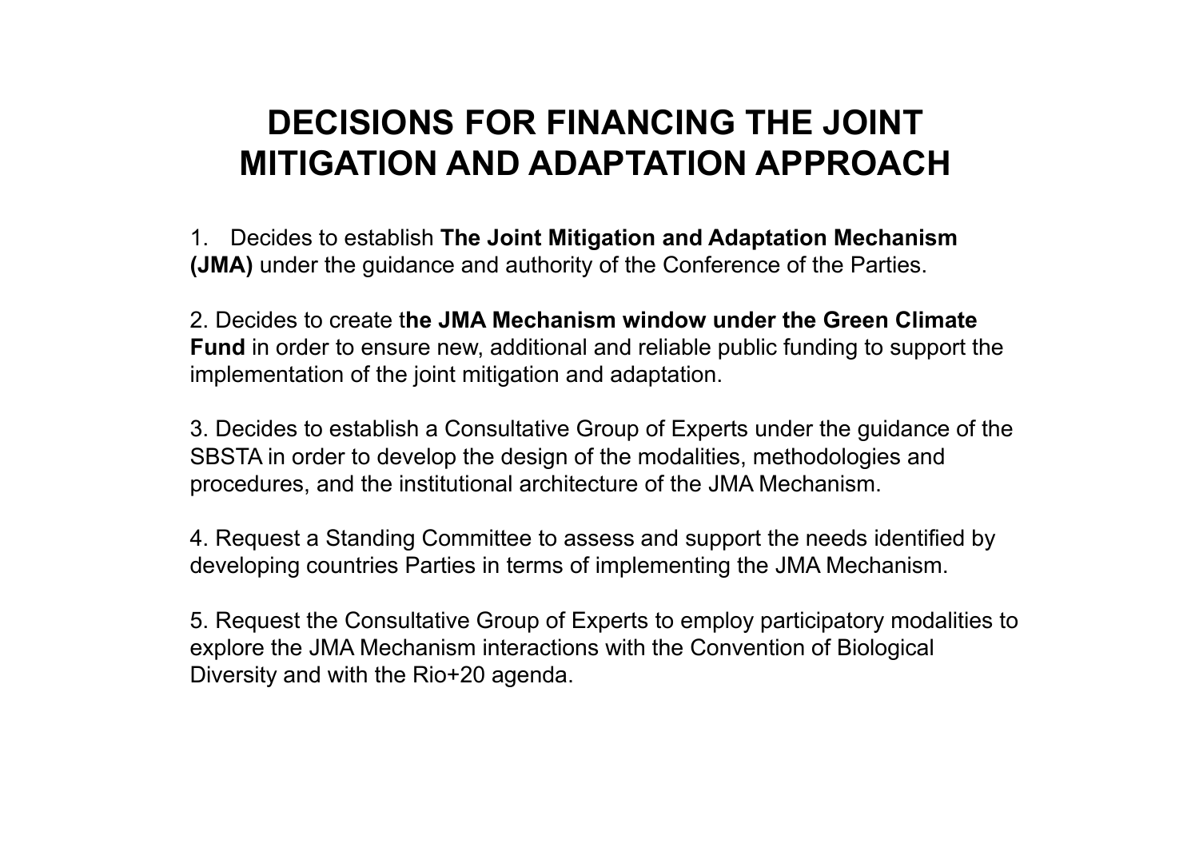# DECISIONS FOR FINANCING THE JOINT MITIGATION AND ADAPTATION APPROACH

1. Decides to establish **The Joint Mitigation and Adaptation Mechanism (JMA)** under the guidance and authority of the Conference of the Parties.

2. Decides to create t**he JMA Mechanism window under the Green Climate Fund** in order to ensure new, additional and reliable public funding to support the implementation of the joint mitigation and adaptation.

3. Decides to establish a Consultative Group of Experts under the guidance of the SBSTA in order to develop the design of the modalities, methodologies and procedures, and the institutional architecture of the JMA Mechanism.

4. Request a Standing Committee to assess and support the needs identified by developing countries Parties in terms of implementing the JMA Mechanism.

5. Request the Consultative Group of Experts to employ participatory modalities to explore the JMA Mechanism interactions with the Convention of Biological Diversity and with the Rio+20 agenda.